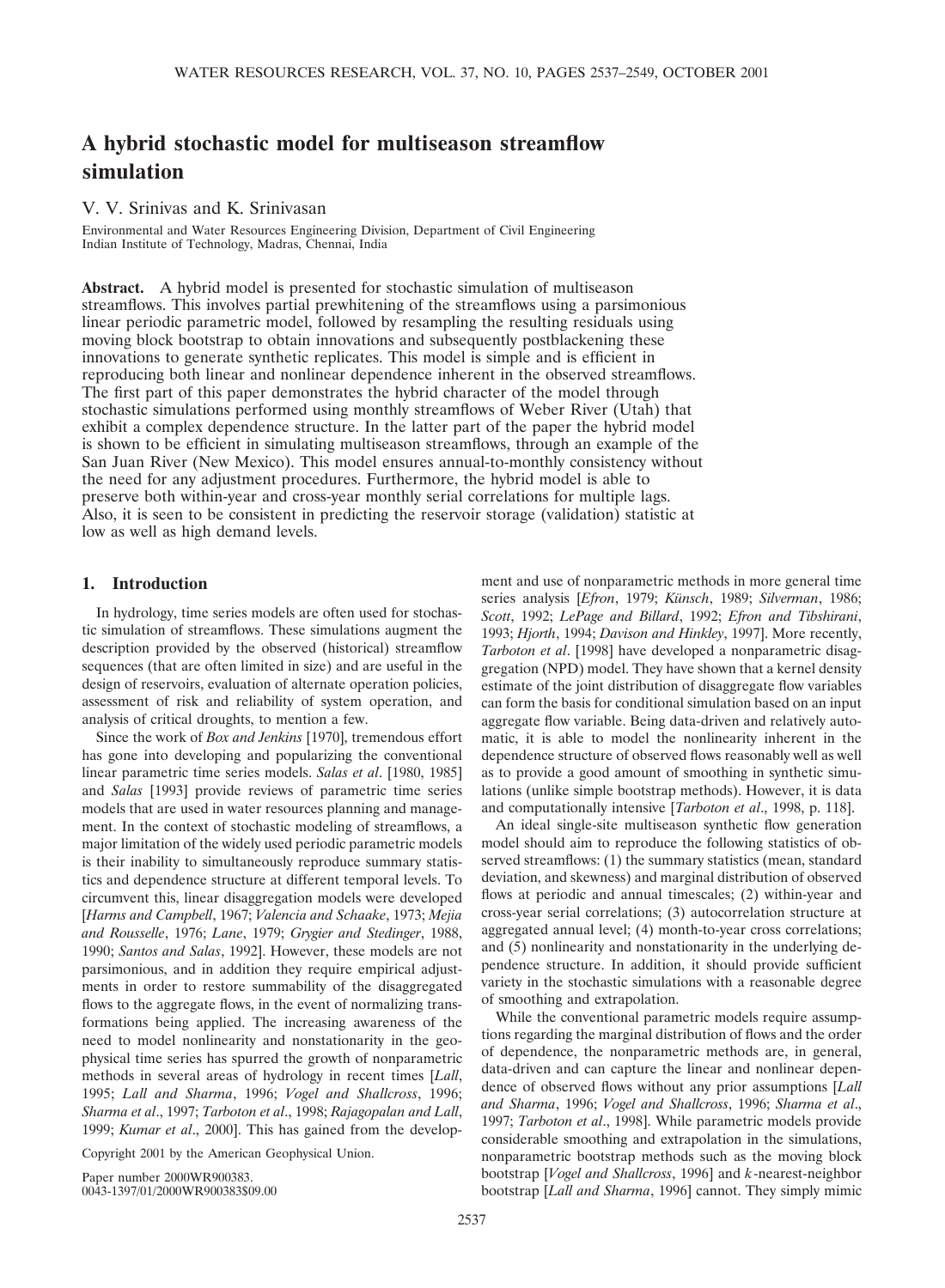# A hybrid stochastic model for multiseason streamflow simulation

V. V. Srinivas and K. Srinivasan

Environmental and Water Resources Engineering Division, Department of Civil Engineering
Indian Institute of Technology, Madras, Chennai, India

**Abstract.** A hybrid model is presented for stochastic simulation of multiseason streamflows. This involves partial prewhitening of the streamflows using a parsimonious linear periodic parametric model, followed by resampling the resulting residuals using moving block bootstrap to obtain innovations and subsequently postblackening these innovations to generate synthetic replicates. This model is simple and is efficient in reproducing both linear and nonlinear dependence inherent in the observed streamflows. The first part of this paper demonstrates the hybrid character of the model through stochastic simulations performed using monthly streamflows of Weber River (Utah) that exhibit a complex dependence structure. In the latter part of the paper the hybrid model is shown to be efficient in simulating multiseason streamflows, through an example of the San Juan River (New Mexico). This model ensures annual-to-monthly consistency without the need for any adjustment procedures. Furthermore, the hybrid model is able to preserve both within-year and cross-year monthly serial correlations for multiple lags. Also, it is seen to be consistent in predicting the reservoir storage (validation) statistic at low as well as high demand levels.

## 1. Introduction

In hydrology, time series models are often used for stochastic simulation of streamflows. These simulations augment the description provided by the observed (historical) streamflow sequences (that are often limited in size) and are useful in the design of reservoirs, evaluation of alternate operation policies, assessment of risk and reliability of system operation, and analysis of critical droughts, to mention a few.

Since the work of *Box and Jenkins* [1970], tremendous effort has gone into developing and popularizing the conventional linear parametric time series models. *Salas et al*. [1980, 1985] and *Salas* [1993] provide reviews of parametric time series models that are used in water resources planning and management. In the context of stochastic modeling of streamflows, a major limitation of the widely used periodic parametric models is their inability to simultaneously reproduce summary statistics and dependence structure at different temporal levels. To circumvent this, linear disaggregation models were developed [*Harms and Campbell*, 1967; *Valencia and Schaake*, 1973; *Mejia and Rousselle*, 1976; *Lane*, 1979; *Grygier and Stedinger*, 1988, 1990; *Santos and Salas*, 1992]. However, these models are not parsimonious, and in addition they require empirical adjustments in order to restore summability of the disaggregated flows to the aggregate flows, in the event of normalizing transformations being applied. The increasing awareness of the need to model nonlinearity and nonstationarity in the geophysical time series has spurred the growth of nonparametric methods in several areas of hydrology in recent times [*Lall*, 1995; *Lall and Sharma*, 1996; *Vogel and Shallcross*, 1996; *Sharma et al*., 1997; *Tarboton et al*., 1998; *Rajagopalan and Lall*, 1999; *Kumar et al*., 2000]. This has gained from the development and use of nonparametric methods in more general time series analysis [*Efron*, 1979; *Künsch*, 1989; *Silverman*, 1986; *Scott*, 1992; *LePage and Billard*, 1992; *Efron and Tibshirani*, 1993; *Hjorth*, 1994; *Davison and Hinkley*, 1997]. More recently, *Tarboton et al*. [1998] have developed a nonparametric disaggregation (NPD) model. They have shown that a kernel density estimate of the joint distribution of disaggregate flow variables can form the basis for conditional simulation based on an input aggregate flow variable. Being data-driven and relatively automatic, it is able to model the nonlinearity inherent in the dependence structure of observed flows reasonably well as well as to provide a good amount of smoothing in synthetic simulations (unlike simple bootstrap methods). However, it is data and computationally intensive [*Tarboton et al*., 1998, p. 118].

An ideal single-site multiseason synthetic flow generation model should aim to reproduce the following statistics of observed streamflows: (1) the summary statistics (mean, standard deviation, and skewness) and marginal distribution of observed flows at periodic and annual timescales; (2) within-year and cross-year serial correlations; (3) autocorrelation structure at aggregated annual level; (4) month-to-year cross correlations; and (5) nonlinearity and nonstationarity in the underlying dependence structure. In addition, it should provide sufficient variety in the stochastic simulations with a reasonable degree of smoothing and extrapolation.

While the conventional parametric models require assumptions regarding the marginal distribution of flows and the order of dependence, the nonparametric methods are, in general, data-driven and can capture the linear and nonlinear dependence of observed flows without any prior assumptions [*Lall and Sharma*, 1996; *Vogel and Shallcross*, 1996; *Sharma et al*., 1997; *Tarboton et al*., 1998]. While parametric models provide considerable smoothing and extrapolation in the simulations, nonparametric bootstrap methods such as the moving block bootstrap [*Vogel and Shallcross*, 1996] and *k*-nearest-neighbor bootstrap [*Lall and Sharma*, 1996] cannot. They simply mimic

Copyright 2001 by the American Geophysical Union.

Paper number 2000WR900383.
0043-1397/01/2000WR900383$09.00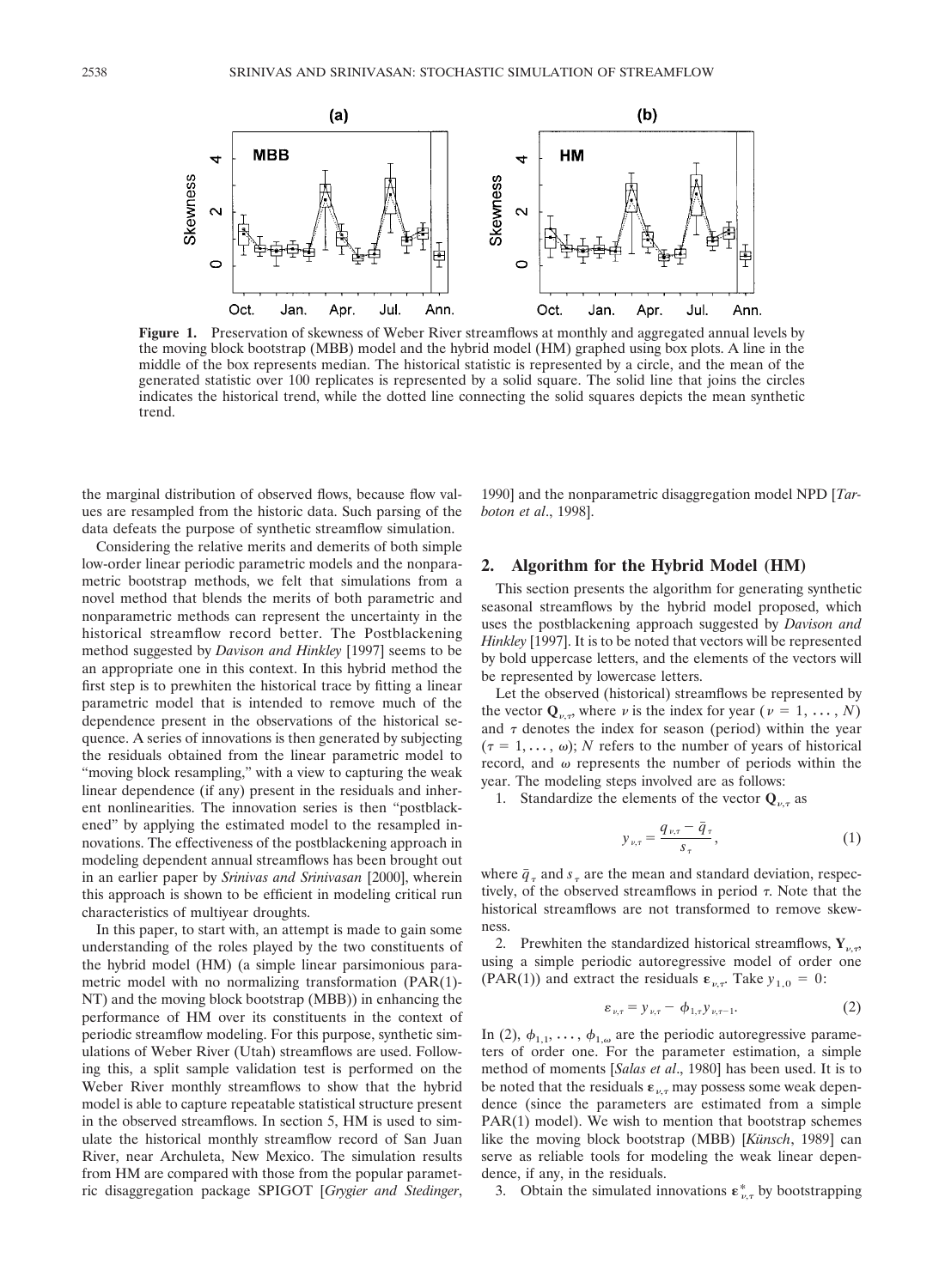**Figure 1.** Preservation of skewness of Weber River streamflows at monthly and aggregated annual levels by the moving block bootstrap (MBB) model and the hybrid model (HM) graphed using box plots. A line in the middle of the box represents median. The historical statistic is represented by a circle, and the mean of the generated statistic over 100 replicates is represented by a solid square. The solid line that joins the circles indicates the historical trend, while the dotted line connecting the solid squares depicts the mean synthetic trend.

the marginal distribution of observed flows, because flow values are resampled from the historic data. Such parsing of the data defeats the purpose of synthetic streamflow simulation.

Considering the relative merits and demerits of both simple low-order linear periodic parametric models and the nonparametric bootstrap methods, we felt that simulations from a novel method that blends the merits of both parametric and nonparametric methods can represent the uncertainty in the historical streamflow record better. The Postblackening method suggested by *Davison and Hinkley* [1997] seems to be an appropriate one in this context. In this hybrid method the first step is to prewhiten the historical trace by fitting a linear parametric model that is intended to remove much of the dependence present in the observations of the historical sequence. A series of innovations is then generated by subjecting the residuals obtained from the linear parametric model to "moving block resampling," with a view to capturing the weak linear dependence (if any) present in the residuals and inherent nonlinearities. The innovation series is then "postblackened" by applying the estimated model to the resampled innovations. The effectiveness of the postblackening approach in modeling dependent annual streamflows has been brought out in an earlier paper by *Srinivas and Srinivasan* [2000], wherein this approach is shown to be efficient in modeling critical run characteristics of multiyear droughts.

In this paper, to start with, an attempt is made to gain some understanding of the roles played by the two constituents of the hybrid model (HM) (a simple linear parsimonious parametric model with no normalizing transformation (PAR(1)-NT) and the moving block bootstrap (MBB)) in enhancing the performance of HM over its constituents in the context of periodic streamflow modeling. For this purpose, synthetic simulations of Weber River (Utah) streamflows are used. Following this, a split sample validation test is performed on the Weber River monthly streamflows to show that the hybrid model is able to capture repeatable statistical structure present in the observed streamflows. In section 5, HM is used to simulate the historical monthly streamflow record of San Juan River, near Archuleta, New Mexico. The simulation results from HM are compared with those from the popular parametric disaggregation package SPIGOT [*Grygier and Stedinger*, 1990] and the nonparametric disaggregation model NPD [*Tarboton et al*., 1998].

## 2. Algorithm for the Hybrid Model (HM)

This section presents the algorithm for generating synthetic seasonal streamflows by the hybrid model proposed, which uses the postblackening approach suggested by *Davison and Hinkley* [1997]. It is to be noted that vectors will be represented by bold uppercase letters, and the elements of the vectors will be represented by lowercase letters.

Let the observed (historical) streamflows be represented by the vector $\mathbf{Q}_{\nu,\tau}$, where $\nu$ is the index for year ($\nu = 1, \ldots, N$) and $\tau$ denotes the index for season (period) within the year ($\tau = 1, \ldots, \omega$); $N$ refers to the number of years of historical record, and $\omega$ represents the number of periods within the year. The modeling steps involved are as follows:

1. Standardize the elements of the vector $\mathbf{Q}_{\nu,\tau}$ as

$$y_{\nu,\tau} = \frac{q_{\nu,\tau} - \bar{q}_{\tau}}{s_{\tau}}, \tag{1}$$

where $\bar{q}_{\tau}$ and $s_{\tau}$ are the mean and standard deviation, respectively, of the observed streamflows in period $\tau$. Note that the historical streamflows are not transformed to remove skewness.

2. Prewhiten the standardized historical streamflows, $\mathbf{Y}_{\nu,\tau}$, using a simple periodic autoregressive model of order one (PAR(1)) and extract the residuals $\boldsymbol{\varepsilon}_{\nu,\tau}$. Take $y_{1,0} = 0$:

$$\varepsilon_{\nu,\tau} = y_{\nu,\tau} - \phi_{1,\tau} y_{\nu,\tau-1}. \tag{2}$$

In (2), $\phi_{1,1}, \ldots, \phi_{1,\omega}$ are the periodic autoregressive parameters of order one. For the parameter estimation, a simple method of moments [*Salas et al*., 1980] has been used. It is to be noted that the residuals $\boldsymbol{\varepsilon}_{\nu,\tau}$ may possess some weak dependence (since the parameters are estimated from a simple PAR(1) model). We wish to mention that bootstrap schemes like the moving block bootstrap (MBB) [*Künsch*, 1989] can serve as reliable tools for modeling the weak linear dependence, if any, in the residuals.

3. Obtain the simulated innovations $\boldsymbol{\varepsilon}^{*}_{\nu,\tau}$ by bootstrapping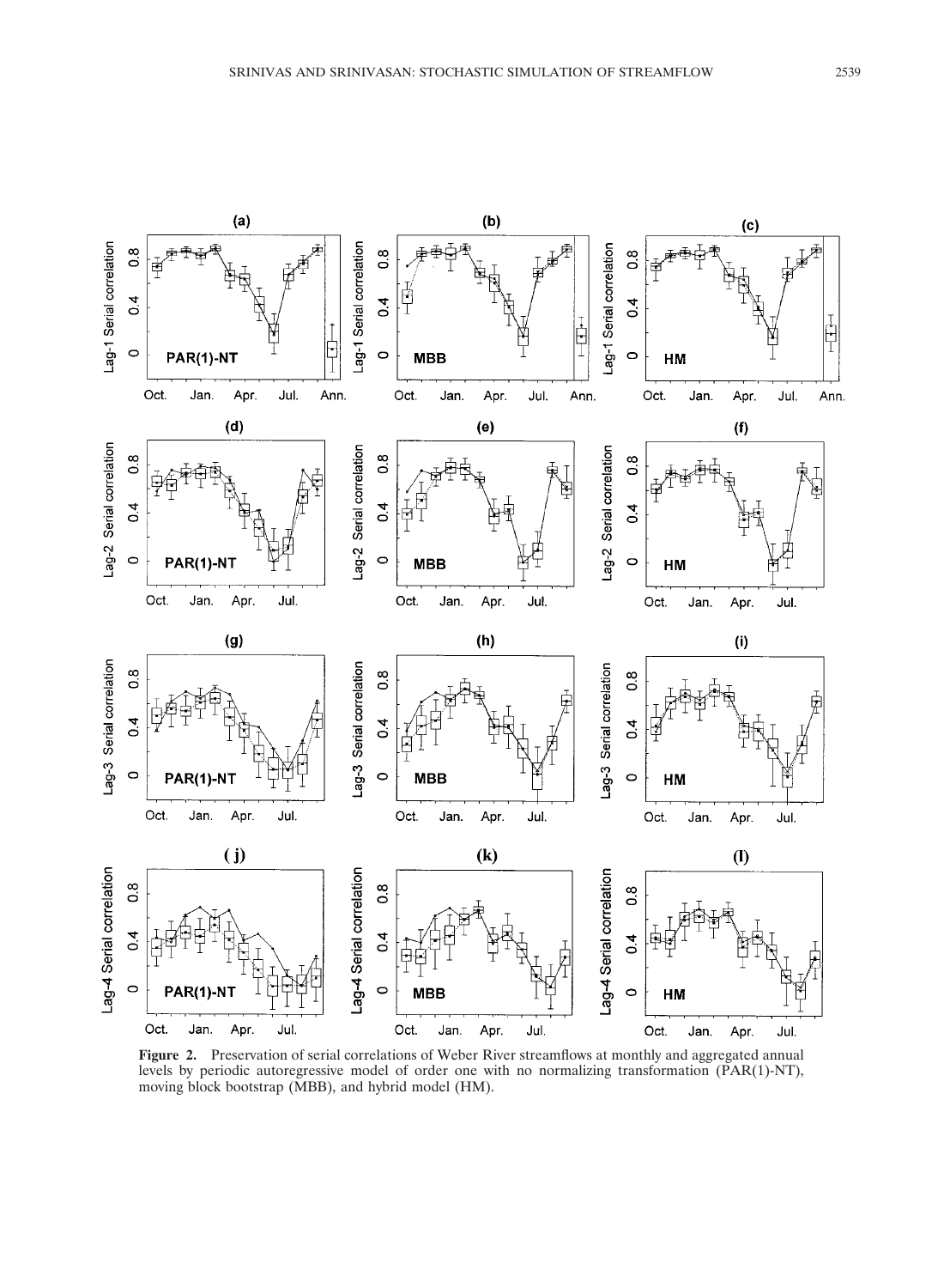**Figure 2.** Preservation of serial correlations of Weber River streamflows at monthly and aggregated annual levels by periodic autoregressive model of order one with no normalizing transformation (PAR(1)-NT), moving block bootstrap (MBB), and hybrid model (HM).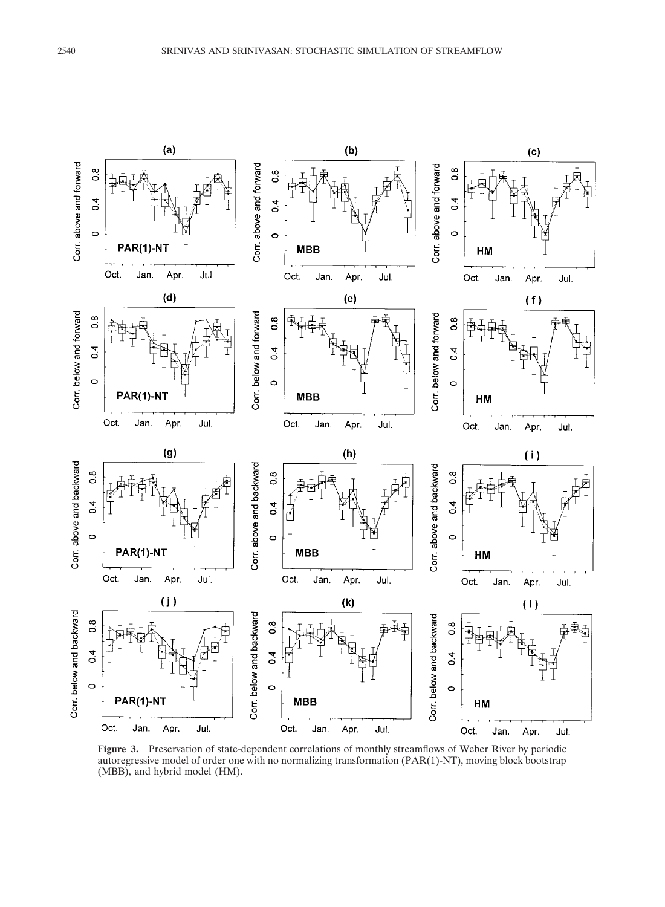**Figure 3.** Preservation of state-dependent correlations of monthly streamflows of Weber River by periodic autoregressive model of order one with no normalizing transformation (PAR(1)-NT), moving block bootstrap (MBB), and hybrid model (HM).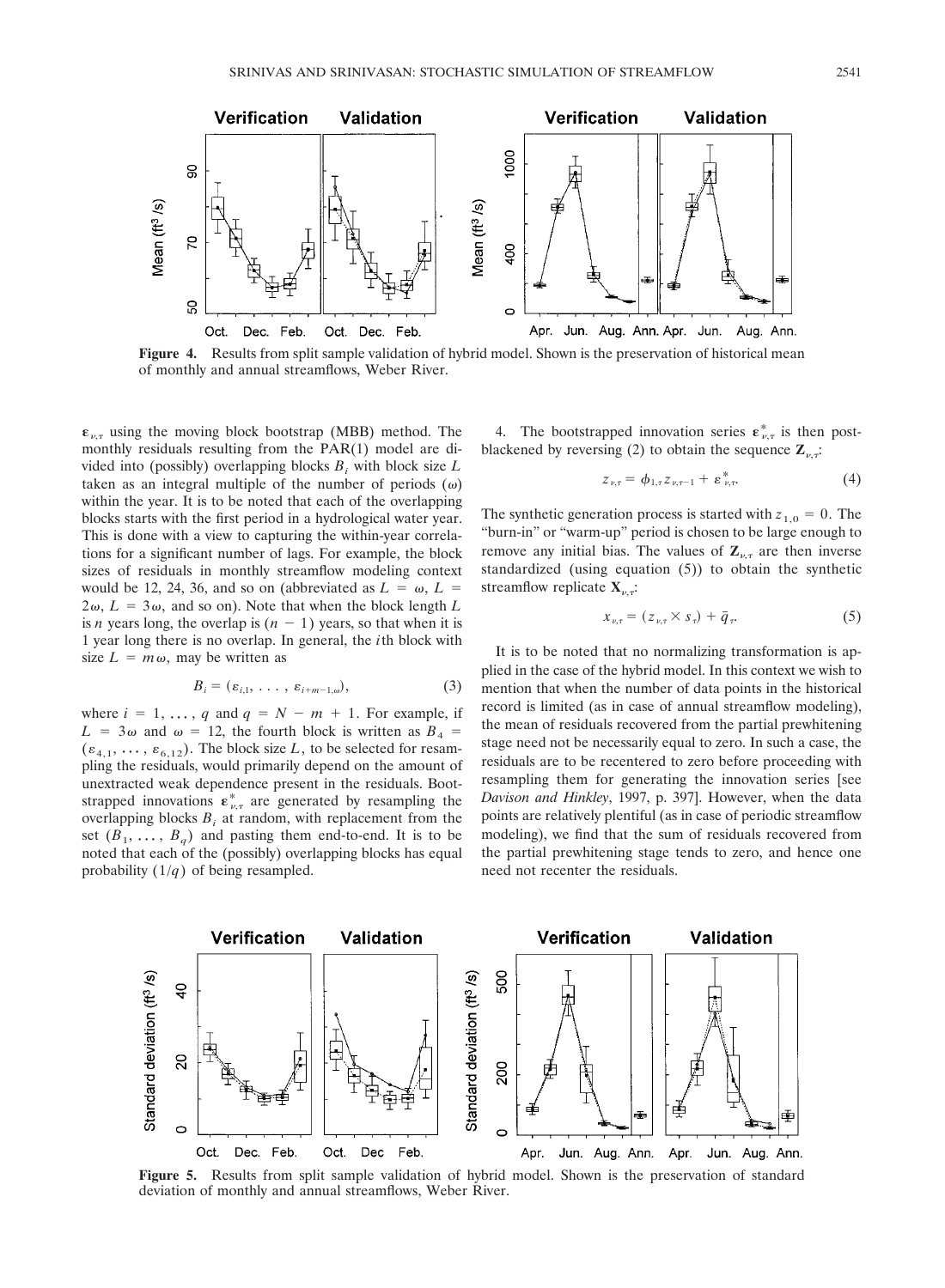**Figure 4.** Results from split sample validation of hybrid model. Shown is the preservation of historical mean of monthly and annual streamflows, Weber River.

$\boldsymbol{\varepsilon}_{\nu,\tau}$ using the moving block bootstrap (MBB) method. The monthly residuals resulting from the PAR(1) model are divided into (possibly) overlapping blocks $B_i$ with block size $L$ taken as an integral multiple of the number of periods ($\omega$) within the year. It is to be noted that each of the overlapping blocks starts with the first period in a hydrological water year. This is done with a view to capturing the within-year correlations for a significant number of lags. For example, the block sizes of residuals in monthly streamflow modeling context would be 12, 24, 36, and so on (abbreviated as $L = \omega$, $L = 2\omega$, $L = 3\omega$, and so on). Note that when the block length $L$ is $n$ years long, the overlap is $(n - 1)$ years, so that when it is 1 year long there is no overlap. In general, the $i$th block with size $L = m\omega$, may be written as

$$B_i = (\varepsilon_{i,1}, \ldots, \varepsilon_{i+m-1,\omega}), \tag{3}$$

where $i = 1, \ldots, q$ and $q = N - m + 1$. For example, if $L = 3\omega$ and $\omega = 12$, the fourth block is written as $B_4 = (\varepsilon_{4,1}, \ldots, \varepsilon_{6,12})$. The block size $L$, to be selected for resampling the residuals, would primarily depend on the amount of unextracted weak dependence present in the residuals. Bootstrapped innovations $\boldsymbol{\varepsilon}^*_{\nu,\tau}$ are generated by resampling the overlapping blocks $B_i$ at random, with replacement from the set $(B_1, \ldots, B_q)$ and pasting them end-to-end. It is to be noted that each of the (possibly) overlapping blocks has equal probability $(1/q)$ of being resampled.

4. The bootstrapped innovation series $\boldsymbol{\varepsilon}^*_{\nu,\tau}$ is then post-blackened by reversing (2) to obtain the sequence $\mathbf{Z}_{\nu,\tau}$:

$$z_{\nu,\tau} = \phi_{1,\tau} z_{\nu,\tau-1} + \varepsilon^*_{\nu,\tau}. \tag{4}$$

The synthetic generation process is started with $z_{1,0} = 0$. The "burn-in" or "warm-up" period is chosen to be large enough to remove any initial bias. The values of $\mathbf{Z}_{\nu,\tau}$ are then inverse standardized (using equation (5)) to obtain the synthetic streamflow replicate $\mathbf{X}_{\nu,\tau}$:

$$x_{\nu,\tau} = (z_{\nu,\tau} \times s_\tau) + \bar{q}_\tau. \tag{5}$$

It is to be noted that no normalizing transformation is applied in the case of the hybrid model. In this context we wish to mention that when the number of data points in the historical record is limited (as in case of annual streamflow modeling), the mean of residuals recovered from the partial prewhitening stage need not be necessarily equal to zero. In such a case, the residuals are to be recentered to zero before proceeding with resampling them for generating the innovation series [see *Davison and Hinkley*, 1997, p. 397]. However, when the data points are relatively plentiful (as in case of periodic streamflow modeling), we find that the sum of residuals recovered from the partial prewhitening stage tends to zero, and hence one need not recenter the residuals.

**Figure 5.** Results from split sample validation of hybrid model. Shown is the preservation of standard deviation of monthly and annual streamflows, Weber River.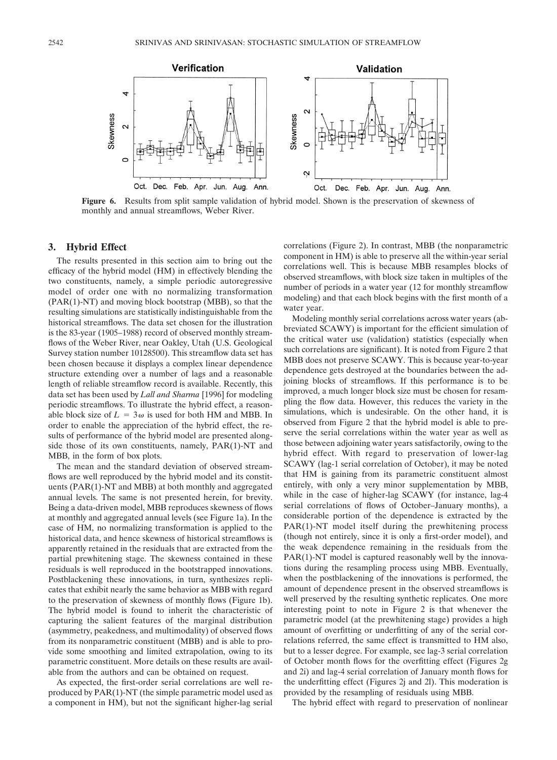**Figure 6.** Results from split sample validation of hybrid model. Shown is the preservation of skewness of monthly and annual streamflows, Weber River.

## 3. Hybrid Effect

The results presented in this section aim to bring out the efficacy of the hybrid model (HM) in effectively blending the two constituents, namely, a simple periodic autoregressive model of order one with no normalizing transformation (PAR(1)-NT) and moving block bootstrap (MBB), so that the resulting simulations are statistically indistinguishable from the historical streamflows. The data set chosen for the illustration is the 83-year (1905–1988) record of observed monthly streamflows of the Weber River, near Oakley, Utah (U.S. Geological Survey station number 10128500). This streamflow data set has been chosen because it displays a complex linear dependence structure extending over a number of lags and a reasonable length of reliable streamflow record is available. Recently, this data set has been used by *Lall and Sharma* [1996] for modeling periodic streamflows. To illustrate the hybrid effect, a reasonable block size of $L = 3\omega$ is used for both HM and MBB. In order to enable the appreciation of the hybrid effect, the results of performance of the hybrid model are presented alongside those of its own constituents, namely, PAR(1)-NT and MBB, in the form of box plots.

The mean and the standard deviation of observed streamflows are well reproduced by the hybrid model and its constituents (PAR(1)-NT and MBB) at both monthly and aggregated annual levels. The same is not presented herein, for brevity. Being a data-driven model, MBB reproduces skewness of flows at monthly and aggregated annual levels (see Figure 1a). In the case of HM, no normalizing transformation is applied to the historical data, and hence skewness of historical streamflows is apparently retained in the residuals that are extracted from the partial prewhitening stage. The skewness contained in these residuals is well reproduced in the bootstrapped innovations. Postblackening these innovations, in turn, synthesizes replicates that exhibit nearly the same behavior as MBB with regard to the preservation of skewness of monthly flows (Figure 1b). The hybrid model is found to inherit the characteristic of capturing the salient features of the marginal distribution (asymmetry, peakedness, and multimodality) of observed flows from its nonparametric constituent (MBB) and is able to provide some smoothing and limited extrapolation, owing to its parametric constituent. More details on these results are available from the authors and can be obtained on request.

As expected, the first-order serial correlations are well reproduced by PAR(1)-NT (the simple parametric model used as a component in HM), but not the significant higher-lag serial correlations (Figure 2). In contrast, MBB (the nonparametric component in HM) is able to preserve all the within-year serial correlations well. This is because MBB resamples blocks of observed streamflows, with block size taken in multiples of the number of periods in a water year (12 for monthly streamflow modeling) and that each block begins with the first month of a water year.

Modeling monthly serial correlations across water years (abbreviated SCAWY) is important for the efficient simulation of the critical water use (validation) statistics (especially when such correlations are significant). It is noted from Figure 2 that MBB does not preserve SCAWY. This is because year-to-year dependence gets destroyed at the boundaries between the adjoining blocks of streamflows. If this performance is to be improved, a much longer block size must be chosen for resampling the flow data. However, this reduces the variety in the simulations, which is undesirable. On the other hand, it is observed from Figure 2 that the hybrid model is able to preserve the serial correlations within the water year as well as those between adjoining water years satisfactorily, owing to the hybrid effect. With regard to preservation of lower-lag SCAWY (lag-1 serial correlation of October), it may be noted that HM is gaining from its parametric constituent almost entirely, with only a very minor supplementation by MBB, while in the case of higher-lag SCAWY (for instance, lag-4 serial correlations of flows of October–January months), a considerable portion of the dependence is extracted by the PAR(1)-NT model itself during the prewhitening process (though not entirely, since it is only a first-order model), and the weak dependence remaining in the residuals from the PAR(1)-NT model is captured reasonably well by the innovations during the resampling process using MBB. Eventually, when the postblackening of the innovations is performed, the amount of dependence present in the observed streamflows is well preserved by the resulting synthetic replicates. One more interesting point to note in Figure 2 is that whenever the parametric model (at the prewhitening stage) provides a high amount of overfitting or underfitting of any of the serial correlations referred, the same effect is transmitted to HM also, but to a lesser degree. For example, see lag-3 serial correlation of October month flows for the overfitting effect (Figures 2g and 2i) and lag-4 serial correlation of January month flows for the underfitting effect (Figures 2j and 2l). This moderation is provided by the resampling of residuals using MBB.

The hybrid effect with regard to preservation of nonlinear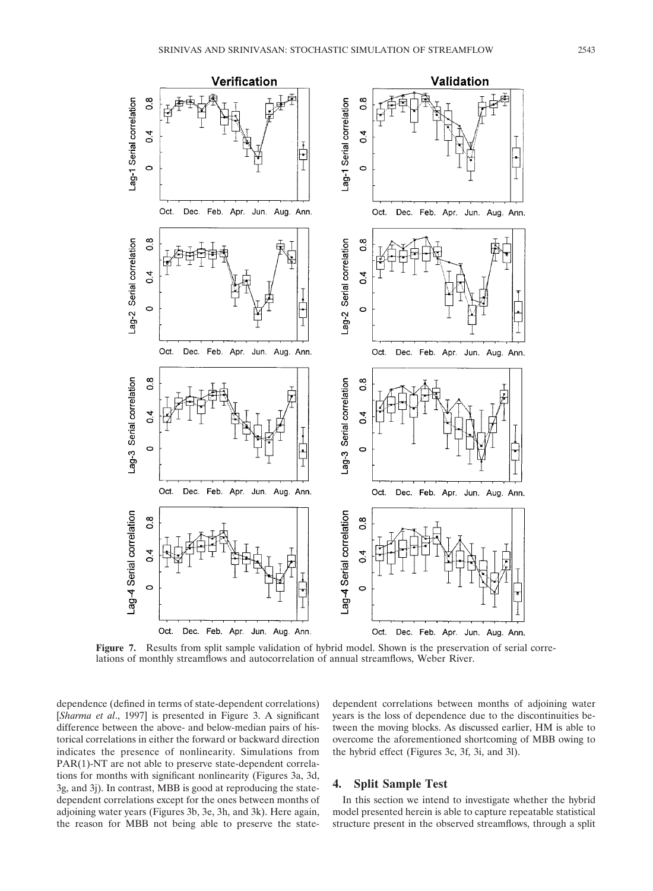**Figure 7.** Results from split sample validation of hybrid model. Shown is the preservation of serial correlations of monthly streamflows and autocorrelation of annual streamflows, Weber River.

dependence (defined in terms of state-dependent correlations) [*Sharma et al*., 1997] is presented in Figure 3. A significant difference between the above- and below-median pairs of historical correlations in either the forward or backward direction indicates the presence of nonlinearity. Simulations from PAR(1)-NT are not able to preserve state-dependent correlations for months with significant nonlinearity (Figures 3a, 3d, 3g, and 3j). In contrast, MBB is good at reproducing the state-dependent correlations except for the ones between months of adjoining water years (Figures 3b, 3e, 3h, and 3k). Here again, the reason for MBB not being able to preserve the state-dependent correlations between months of adjoining water years is the loss of dependence due to the discontinuities between the moving blocks. As discussed earlier, HM is able to overcome the aforementioned shortcoming of MBB owing to the hybrid effect (Figures 3c, 3f, 3i, and 3l).

## 4. Split Sample Test

In this section we intend to investigate whether the hybrid model presented herein is able to capture repeatable statistical structure present in the observed streamflows, through a split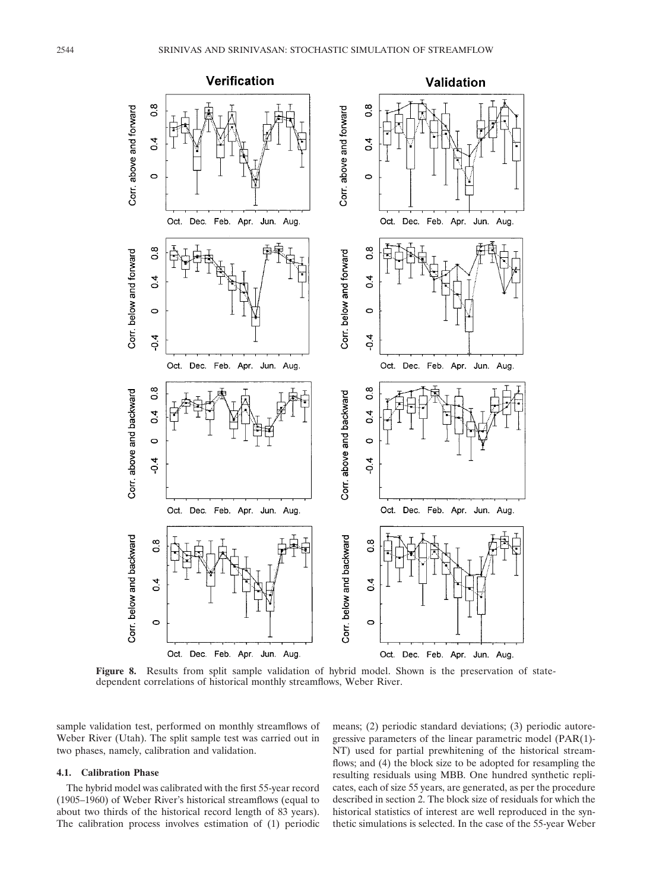**Figure 8.** Results from split sample validation of hybrid model. Shown is the preservation of state-dependent correlations of historical monthly streamflows, Weber River.

sample validation test, performed on monthly streamflows of Weber River (Utah). The split sample test was carried out in two phases, namely, calibration and validation.

### 4.1. Calibration Phase

The hybrid model was calibrated with the first 55-year record (1905–1960) of Weber River's historical streamflows (equal to about two thirds of the historical record length of 83 years). The calibration process involves estimation of (1) periodic means; (2) periodic standard deviations; (3) periodic autoregressive parameters of the linear parametric model (PAR(1)-NT) used for partial prewhitening of the historical streamflows; and (4) the block size to be adopted for resampling the resulting residuals using MBB. One hundred synthetic replicates, each of size 55 years, are generated, as per the procedure described in section 2. The block size of residuals for which the historical statistics of interest are well reproduced in the synthetic simulations is selected. In the case of the 55-year Weber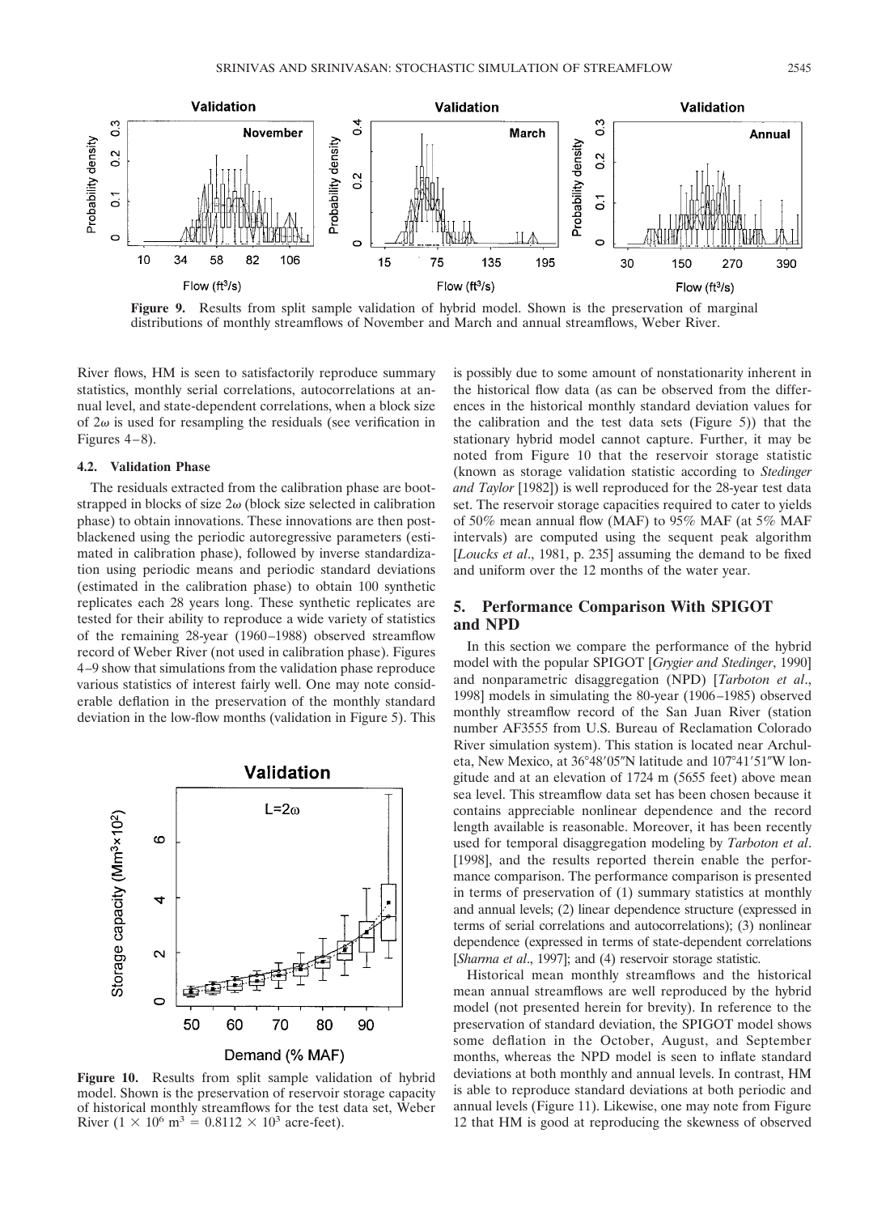**Figure 9.** Results from split sample validation of hybrid model. Shown is the preservation of marginal distributions of monthly streamflows of November and March and annual streamflows, Weber River.

River flows, HM is seen to satisfactorily reproduce summary statistics, monthly serial correlations, autocorrelations at annual level, and state-dependent correlations, when a block size of $2\omega$ is used for resampling the residuals (see verification in Figures 4–8).

### 4.2. Validation Phase

The residuals extracted from the calibration phase are bootstrapped in blocks of size $2\omega$ (block size selected in calibration phase) to obtain innovations. These innovations are then post-blackened using the periodic autoregressive parameters (estimated in calibration phase), followed by inverse standardization using periodic means and periodic standard deviations (estimated in the calibration phase) to obtain 100 synthetic replicates each 28 years long. These synthetic replicates are tested for their ability to reproduce a wide variety of statistics of the remaining 28-year (1960–1988) observed streamflow record of Weber River (not used in calibration phase). Figures 4–9 show that simulations from the validation phase reproduce various statistics of interest fairly well. One may note considerable deflation in the preservation of the monthly standard deviation in the low-flow months (validation in Figure 5). This is possibly due to some amount of nonstationarity inherent in the historical flow data (as can be observed from the differences in the historical monthly standard deviation values for the calibration and the test data sets (Figure 5)) that the stationary hybrid model cannot capture. Further, it may be noted from Figure 10 that the reservoir storage statistic (known as storage validation statistic according to *Stedinger and Taylor* [1982]) is well reproduced for the 28-year test data set. The reservoir storage capacities required to cater to yields of 50% mean annual flow (MAF) to 95% MAF (at 5% MAF intervals) are computed using the sequent peak algorithm [*Loucks et al.*, 1981, p. 235] assuming the demand to be fixed and uniform over the 12 months of the water year.

**Figure 10.** Results from split sample validation of hybrid model. Shown is the preservation of reservoir storage capacity of historical monthly streamflows for the test data set, Weber River ($1 \times 10^6$ m$^3$ = $0.8112 \times 10^3$ acre-feet).

## 5. Performance Comparison With SPIGOT and NPD

In this section we compare the performance of the hybrid model with the popular SPIGOT [*Grygier and Stedinger*, 1990] and nonparametric disaggregation (NPD) [*Tarboton et al.*, 1998] models in simulating the 80-year (1906–1985) observed monthly streamflow record of the San Juan River (station number AF3555 from U.S. Bureau of Reclamation Colorado River simulation system). This station is located near Archuleta, New Mexico, at 36°48′05″N latitude and 107°41′51″W longitude and at an elevation of 1724 m (5655 feet) above mean sea level. This streamflow data set has been chosen because it contains appreciable nonlinear dependence and the record length available is reasonable. Moreover, it has been recently used for temporal disaggregation modeling by *Tarboton et al.* [1998], and the results reported therein enable the performance comparison. The performance comparison is presented in terms of preservation of (1) summary statistics at monthly and annual levels; (2) linear dependence structure (expressed in terms of serial correlations and autocorrelations); (3) nonlinear dependence (expressed in terms of state-dependent correlations [*Sharma et al.*, 1997]; and (4) reservoir storage statistic.

Historical mean monthly streamflows and the historical mean annual streamflows are well reproduced by the hybrid model (not presented herein for brevity). In reference to the preservation of standard deviation, the SPIGOT model shows some deflation in the October, August, and September months, whereas the NPD model is seen to inflate standard deviations at both monthly and annual levels. In contrast, HM is able to reproduce standard deviations at both periodic and annual levels (Figure 11). Likewise, one may note from Figure 12 that HM is good at reproducing the skewness of observed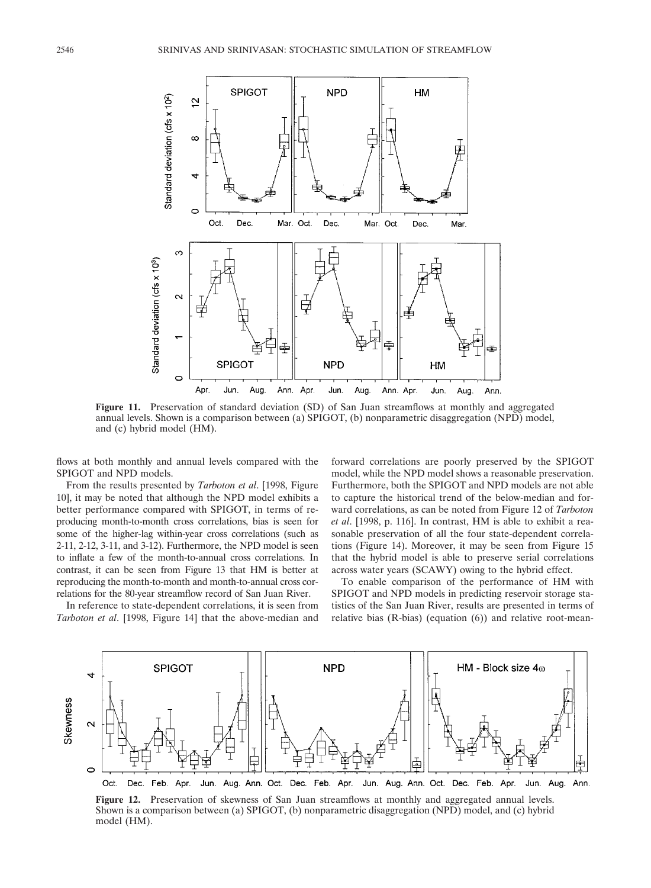**Figure 11.** Preservation of standard deviation (SD) of San Juan streamflows at monthly and aggregated annual levels. Shown is a comparison between (a) SPIGOT, (b) nonparametric disaggregation (NPD) model, and (c) hybrid model (HM).

flows at both monthly and annual levels compared with the SPIGOT and NPD models.

From the results presented by *Tarboton et al*. [1998, Figure 10], it may be noted that although the NPD model exhibits a better performance compared with SPIGOT, in terms of reproducing month-to-month cross correlations, bias is seen for some of the higher-lag within-year cross correlations (such as 2-11, 2-12, 3-11, and 3-12). Furthermore, the NPD model is seen to inflate a few of the month-to-annual cross correlations. In contrast, it can be seen from Figure 13 that HM is better at reproducing the month-to-month and month-to-annual cross correlations for the 80-year streamflow record of San Juan River.

In reference to state-dependent correlations, it is seen from *Tarboton et al*. [1998, Figure 14] that the above-median and forward correlations are poorly preserved by the SPIGOT model, while the NPD model shows a reasonable preservation. Furthermore, both the SPIGOT and NPD models are not able to capture the historical trend of the below-median and forward correlations, as can be noted from Figure 12 of *Tarboton et al*. [1998, p. 116]. In contrast, HM is able to exhibit a reasonable preservation of all the four state-dependent correlations (Figure 14). Moreover, it may be seen from Figure 15 that the hybrid model is able to preserve serial correlations across water years (SCAWY) owing to the hybrid effect.

To enable comparison of the performance of HM with SPIGOT and NPD models in predicting reservoir storage statistics of the San Juan River, results are presented in terms of relative bias (R-bias) (equation (6)) and relative root-mean-

**Figure 12.** Preservation of skewness of San Juan streamflows at monthly and aggregated annual levels. Shown is a comparison between (a) SPIGOT, (b) nonparametric disaggregation (NPD) model, and (c) hybrid model (HM).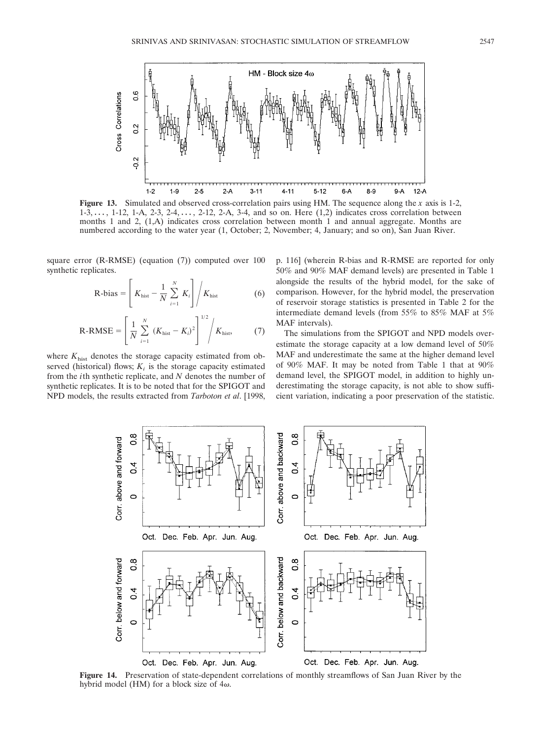**Figure 13.** Simulated and observed cross-correlation pairs using HM. The sequence along the $x$ axis is 1-2, 1-3, ..., 1-12, 1-A, 2-3, 2-4, ..., 2-12, 2-A, 3-4, and so on. Here (1,2) indicates cross correlation between months 1 and 2, (1,A) indicates cross correlation between month 1 and annual aggregate. Months are numbered according to the water year (1, October; 2, November; 4, January; and so on), San Juan River.

square error (R-RMSE) (equation (7)) computed over 100 synthetic replicates.

$$\text{R-bias} = \left[ K_{\text{hist}} - \frac{1}{N} \sum_{i=1}^{N} K_i \right] \bigg/ K_{\text{hist}} \tag{6}$$

$$\text{R-RMSE} = \left[ \frac{1}{N} \sum_{i=1}^{N} (K_{\text{hist}} - K_i)^2 \right]^{1/2} \bigg/ K_{\text{hist}}, \tag{7}$$

where $K_{\text{hist}}$ denotes the storage capacity estimated from observed (historical) flows; $K_i$ is the storage capacity estimated from the $i$th synthetic replicate, and $N$ denotes the number of synthetic replicates. It is to be noted that for the SPIGOT and NPD models, the results extracted from *Tarboton et al*. [1998, p. 116] (wherein R-bias and R-RMSE are reported for only 50% and 90% MAF demand levels) are presented in Table 1 alongside the results of the hybrid model, for the sake of comparison. However, for the hybrid model, the preservation of reservoir storage statistics is presented in Table 2 for the intermediate demand levels (from 55% to 85% MAF at 5% MAF intervals).

The simulations from the SPIGOT and NPD models overestimate the storage capacity at a low demand level of 50% MAF and underestimate the same at the higher demand level of 90% MAF. It may be noted from Table 1 that at 90% demand level, the SPIGOT model, in addition to highly underestimating the storage capacity, is not able to show sufficient variation, indicating a poor preservation of the statistic.

**Figure 14.** Preservation of state-dependent correlations of monthly streamflows of San Juan River by the hybrid model (HM) for a block size of $4\omega$.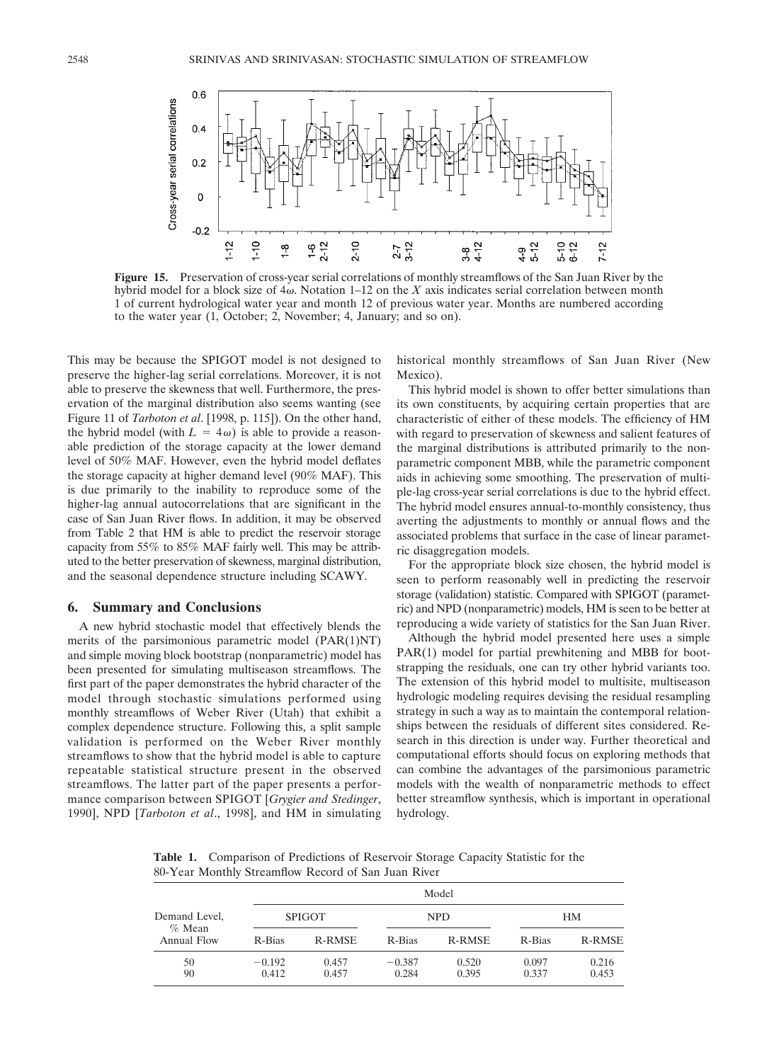**Figure 15.** Preservation of cross-year serial correlations of monthly streamflows of the San Juan River by the hybrid model for a block size of $4\omega$. Notation 1–12 on the $X$ axis indicates serial correlation between month 1 of current hydrological water year and month 12 of previous water year. Months are numbered according to the water year (1, October; 2, November; 4, January; and so on).

This may be because the SPIGOT model is not designed to preserve the higher-lag serial correlations. Moreover, it is not able to preserve the skewness that well. Furthermore, the preservation of the marginal distribution also seems wanting (see Figure 11 of *Tarboton et al*. [1998, p. 115]). On the other hand, the hybrid model (with $L = 4\omega$) is able to provide a reasonable prediction of the storage capacity at the lower demand level of 50% MAF. However, even the hybrid model deflates the storage capacity at higher demand level (90% MAF). This is due primarily to the inability to reproduce some of the higher-lag annual autocorrelations that are significant in the case of San Juan River flows. In addition, it may be observed from Table 2 that HM is able to predict the reservoir storage capacity from 55% to 85% MAF fairly well. This may be attributed to the better preservation of skewness, marginal distribution, and the seasonal dependence structure including SCAWY.

## 6. Summary and Conclusions

A new hybrid stochastic model that effectively blends the merits of the parsimonious parametric model (PAR(1)NT) and simple moving block bootstrap (nonparametric) model has been presented for simulating multiseason streamflows. The first part of the paper demonstrates the hybrid character of the model through stochastic simulations performed using monthly streamflows of Weber River (Utah) that exhibit a complex dependence structure. Following this, a split sample validation is performed on the Weber River monthly streamflows to show that the hybrid model is able to capture repeatable statistical structure present in the observed streamflows. The latter part of the paper presents a performance comparison between SPIGOT [*Grygier and Stedinger*, 1990], NPD [*Tarboton et al*., 1998], and HM in simulating historical monthly streamflows of San Juan River (New Mexico).

This hybrid model is shown to offer better simulations than its own constituents, by acquiring certain properties that are characteristic of either of these models. The efficiency of HM with regard to preservation of skewness and salient features of the marginal distributions is attributed primarily to the nonparametric component MBB, while the parametric component aids in achieving some smoothing. The preservation of multiple-lag cross-year serial correlations is due to the hybrid effect. The hybrid model ensures annual-to-monthly consistency, thus averting the adjustments to monthly or annual flows and the associated problems that surface in the case of linear parametric disaggregation models.

For the appropriate block size chosen, the hybrid model is seen to perform reasonably well in predicting the reservoir storage (validation) statistic. Compared with SPIGOT (parametric) and NPD (nonparametric) models, HM is seen to be better at reproducing a wide variety of statistics for the San Juan River.

Although the hybrid model presented here uses a simple PAR(1) model for partial prewhitening and MBB for bootstrapping the residuals, one can try other hybrid variants too. The extension of this hybrid model to multisite, multiseason hydrologic modeling requires devising the residual resampling strategy in such a way as to maintain the contemporal relationships between the residuals of different sites considered. Research in this direction is under way. Further theoretical and computational efforts should focus on exploring methods that can combine the advantages of the parsimonious parametric models with the wealth of nonparametric methods to effect better streamflow synthesis, which is important in operational hydrology.

**Table 1.** Comparison of Predictions of Reservoir Storage Capacity Statistic for the 80-Year Monthly Streamflow Record of San Juan River

| Demand Level, % Mean Annual Flow | SPIGOT | | NPD | | HM | |
|---|---|---|---|---|---|---|
| | R-Bias | R-RMSE | R-Bias | R-RMSE | R-Bias | R-RMSE |
| 50 | −0.192 | 0.457 | −0.387 | 0.520 | 0.097 | 0.216 |
| 90 | 0.412 | 0.457 | 0.284 | 0.395 | 0.337 | 0.453 |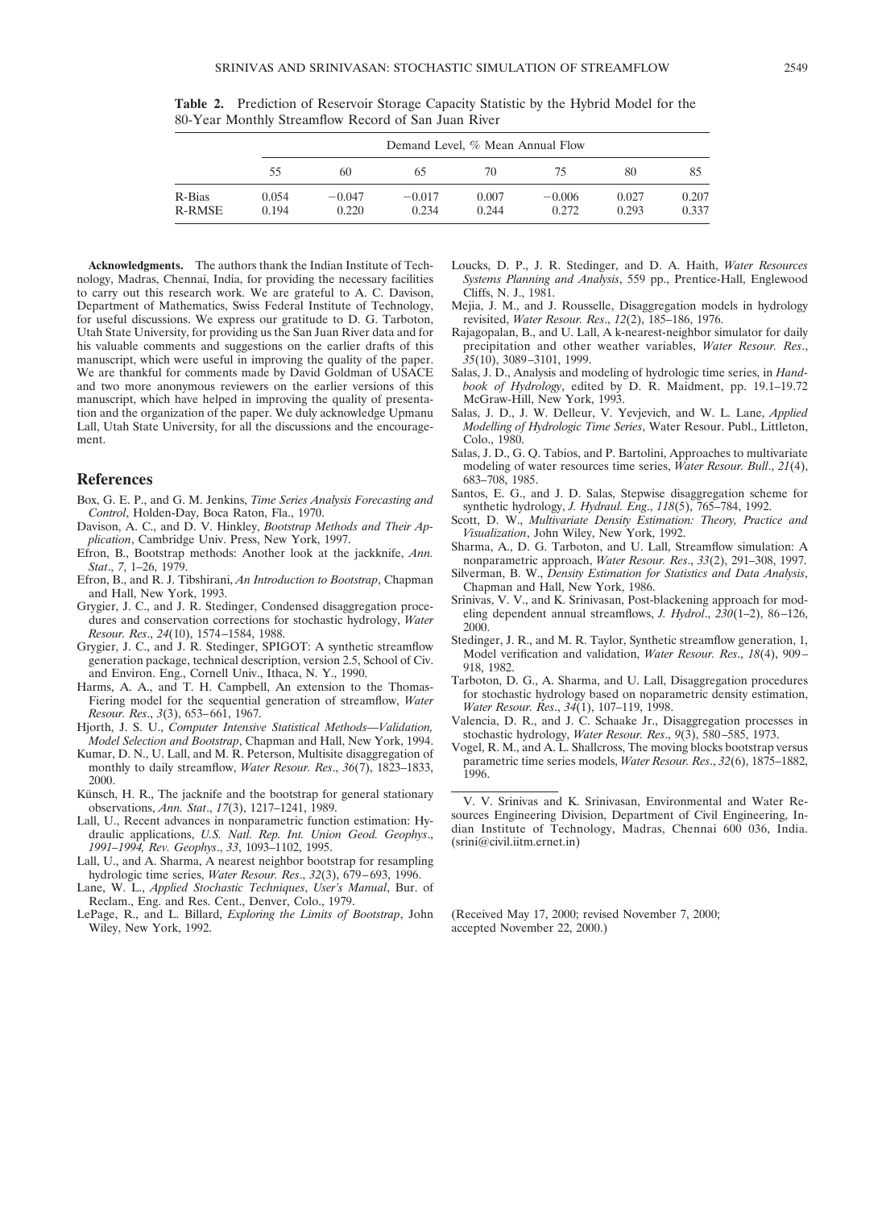**Table 2.** Prediction of Reservoir Storage Capacity Statistic by the Hybrid Model for the 80-Year Monthly Streamflow Record of San Juan River

| | Demand Level, % Mean Annual Flow | | | | | | |
|---|---|---|---|---|---|---|---|
| | 55 | 60 | 65 | 70 | 75 | 80 | 85 |
| R-Bias | 0.054 | −0.047 | −0.017 | 0.007 | −0.006 | 0.027 | 0.207 |
| R-RMSE | 0.194 | 0.220 | 0.234 | 0.244 | 0.272 | 0.293 | 0.337 |

**Acknowledgments.** The authors thank the Indian Institute of Technology, Madras, Chennai, India, for providing the necessary facilities to carry out this research work. We are grateful to A. C. Davison, Department of Mathematics, Swiss Federal Institute of Technology, for useful discussions. We express our gratitude to D. G. Tarboton, Utah State University, for providing us the San Juan River data and for his valuable comments and suggestions on the earlier drafts of this manuscript, which were useful in improving the quality of the paper. We are thankful for comments made by David Goldman of USACE and two more anonymous reviewers on the earlier versions of this manuscript, which have helped in improving the quality of presentation and the organization of the paper. We duly acknowledge Upmanu Lall, Utah State University, for all the discussions and the encouragement.

## References

Box, G. E. P., and G. M. Jenkins, *Time Series Analysis Forecasting and Control*, Holden-Day, Boca Raton, Fla., 1970.

Davison, A. C., and D. V. Hinkley, *Bootstrap Methods and Their Application*, Cambridge Univ. Press, New York, 1997.

Efron, B., Bootstrap methods: Another look at the jackknife, *Ann. Stat*., *7*, 1–26, 1979.

Efron, B., and R. J. Tibshirani, *An Introduction to Bootstrap*, Chapman and Hall, New York, 1993.

Grygier, J. C., and J. R. Stedinger, Condensed disaggregation procedures and conservation corrections for stochastic hydrology, *Water Resour. Res*., *24*(10), 1574–1584, 1988.

Grygier, J. C., and J. R. Stedinger, SPIGOT: A synthetic streamflow generation package, technical description, version 2.5, School of Civ. and Environ. Eng., Cornell Univ., Ithaca, N. Y., 1990.

Harms, A. A., and T. H. Campbell, An extension to the Thomas-Fiering model for the sequential generation of streamflow, *Water Resour. Res*., *3*(3), 653–661, 1967.

Hjorth, J. S. U., *Computer Intensive Statistical Methods—Validation, Model Selection and Bootstrap*, Chapman and Hall, New York, 1994.

Kumar, D. N., U. Lall, and M. R. Peterson, Multisite disaggregation of monthly to daily streamflow, *Water Resour. Res*., *36*(7), 1823–1833, 2000.

Künsch, H. R., The jacknife and the bootstrap for general stationary observations, *Ann. Stat*., *17*(3), 1217–1241, 1989.

Lall, U., Recent advances in nonparametric function estimation: Hydraulic applications, *U.S. Natl. Rep. Int. Union Geod. Geophys*., *1991–1994, Rev. Geophys*., *33*, 1093–1102, 1995.

Lall, U., and A. Sharma, A nearest neighbor bootstrap for resampling hydrologic time series, *Water Resour. Res*., *32*(3), 679–693, 1996.

Lane, W. L., *Applied Stochastic Techniques*, *User's Manual*, Bur. of Reclam., Eng. and Res. Cent., Denver, Colo., 1979.

LePage, R., and L. Billard, *Exploring the Limits of Bootstrap*, John Wiley, New York, 1992.

Loucks, D. P., J. R. Stedinger, and D. A. Haith, *Water Resources Systems Planning and Analysis*, 559 pp., Prentice-Hall, Englewood Cliffs, N. J., 1981.

Mejia, J. M., and J. Rousselle, Disaggregation models in hydrology revisited, *Water Resour. Res*., *12*(2), 185–186, 1976.

Rajagopalan, B., and U. Lall, A k-nearest-neighbor simulator for daily precipitation and other weather variables, *Water Resour. Res*., *35*(10), 3089–3101, 1999.

Salas, J. D., Analysis and modeling of hydrologic time series, in *Handbook of Hydrology*, edited by D. R. Maidment, pp. 19.1–19.72 McGraw-Hill, New York, 1993.

Salas, J. D., J. W. Delleur, V. Yevjevich, and W. L. Lane, *Applied Modelling of Hydrologic Time Series*, Water Resour. Publ., Littleton, Colo., 1980.

Salas, J. D., G. Q. Tabios, and P. Bartolini, Approaches to multivariate modeling of water resources time series, *Water Resour. Bull*., *21*(4), 683–708, 1985.

Santos, E. G., and J. D. Salas, Stepwise disaggregation scheme for synthetic hydrology, *J. Hydraul. Eng*., *118*(5), 765–784, 1992.

Scott, D. W., *Multivariate Density Estimation: Theory, Practice and Visualization*, John Wiley, New York, 1992.

Sharma, A., D. G. Tarboton, and U. Lall, Streamflow simulation: A nonparametric approach, *Water Resour. Res*., *33*(2), 291–308, 1997.

Silverman, B. W., *Density Estimation for Statistics and Data Analysis*, Chapman and Hall, New York, 1986.

Srinivas, V. V., and K. Srinivasan, Post-blackening approach for modeling dependent annual streamflows, *J. Hydrol*., *230*(1–2), 86–126, 2000.

Stedinger, J. R., and M. R. Taylor, Synthetic streamflow generation, 1, Model verification and validation, *Water Resour. Res*., *18*(4), 909–918, 1982.

Tarboton, D. G., A. Sharma, and U. Lall, Disaggregation procedures for stochastic hydrology based on noparametric density estimation, *Water Resour. Res*., *34*(1), 107–119, 1998.

Valencia, D. R., and J. C. Schaake Jr., Disaggregation processes in stochastic hydrology, *Water Resour. Res*., *9*(3), 580–585, 1973.

Vogel, R. M., and A. L. Shallcross, The moving blocks bootstrap versus parametric time series models, *Water Resour. Res*., *32*(6), 1875–1882, 1996.

V. V. Srinivas and K. Srinivasan, Environmental and Water Resources Engineering Division, Department of Civil Engineering, Indian Institute of Technology, Madras, Chennai 600 036, India. (srini@civil.iitm.ernet.in)

(Received May 17, 2000; revised November 7, 2000; accepted November 22, 2000.)